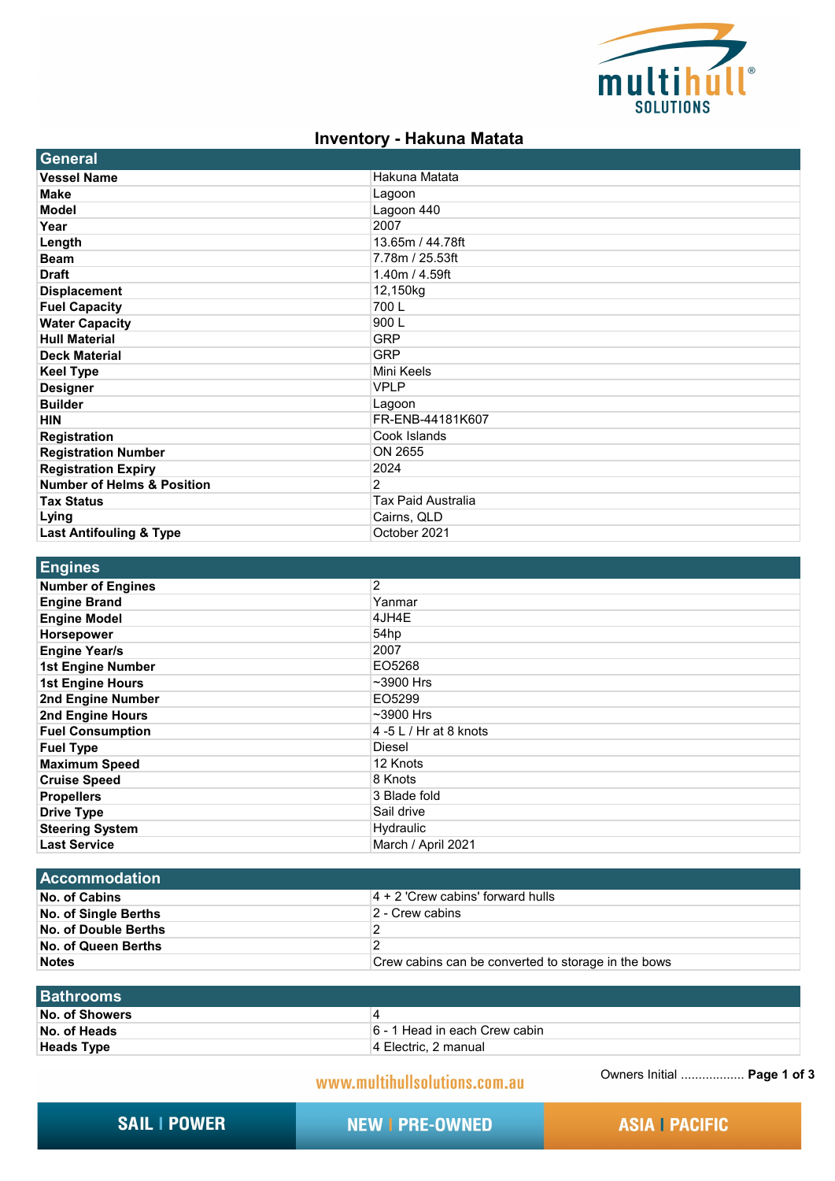# Inventory - Hakuna Matata

## General

| | |
|---|---|
| **Vessel Name** | Hakuna Matata |
| **Make** | Lagoon |
| **Model** | Lagoon 440 |
| **Year** | 2007 |
| **Length** | 13.65m / 44.78ft |
| **Beam** | 7.78m / 25.53ft |
| **Draft** | 1.40m / 4.59ft |
| **Displacement** | 12,150kg |
| **Fuel Capacity** | 700 L |
| **Water Capacity** | 900 L |
| **Hull Material** | GRP |
| **Deck Material** | GRP |
| **Keel Type** | Mini Keels |
| **Designer** | VPLP |
| **Builder** | Lagoon |
| **HIN** | FR-ENB-44181K607 |
| **Registration** | Cook Islands |
| **Registration Number** | ON 2655 |
| **Registration Expiry** | 2024 |
| **Number of Helms & Position** | 2 |
| **Tax Status** | Tax Paid Australia |
| **Lying** | Cairns, QLD |
| **Last Antifouling & Type** | October 2021 |

## Engines

| | |
|---|---|
| **Number of Engines** | 2 |
| **Engine Brand** | Yanmar |
| **Engine Model** | 4JH4E |
| **Horsepower** | 54hp |
| **Engine Year/s** | 2007 |
| **1st Engine Number** | EO5268 |
| **1st Engine Hours** | ~3900 Hrs |
| **2nd Engine Number** | EO5299 |
| **2nd Engine Hours** | ~3900 Hrs |
| **Fuel Consumption** | 4 -5 L / Hr at 8 knots |
| **Fuel Type** | Diesel |
| **Maximum Speed** | 12 Knots |
| **Cruise Speed** | 8 Knots |
| **Propellers** | 3 Blade fold |
| **Drive Type** | Sail drive |
| **Steering System** | Hydraulic |
| **Last Service** | March / April 2021 |

## Accommodation

| | |
|---|---|
| **No. of Cabins** | 4 + 2 'Crew cabins' forward hulls |
| **No. of Single Berths** | 2 - Crew cabins |
| **No. of Double Berths** | 2 |
| **No. of Queen Berths** | 2 |
| **Notes** | Crew cabins can be converted to storage in the bows |

## Bathrooms

| | |
|---|---|
| **No. of Showers** | 4 |
| **No. of Heads** | 6 - 1 Head in each Crew cabin |
| **Heads Type** | 4 Electric, 2 manual |

Owners Initial ..................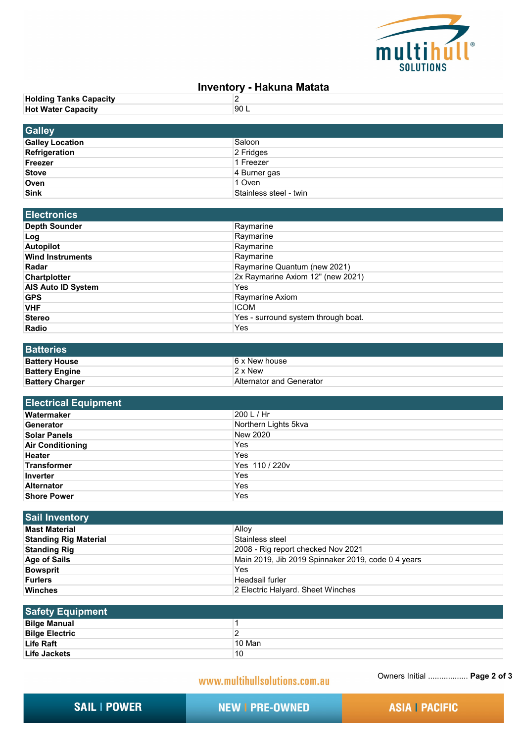# Inventory - Hakuna Matata

| | |
|---|---|
| **Holding Tanks Capacity** | 2 |
| **Hot Water Capacity** | 90 L |

## Galley

| | |
|---|---|
| **Galley Location** | Saloon |
| **Refrigeration** | 2 Fridges |
| **Freezer** | 1 Freezer |
| **Stove** | 4 Burner gas |
| **Oven** | 1 Oven |
| **Sink** | Stainless steel - twin |

## Electronics

| | |
|---|---|
| **Depth Sounder** | Raymarine |
| **Log** | Raymarine |
| **Autopilot** | Raymarine |
| **Wind Instruments** | Raymarine |
| **Radar** | Raymarine Quantum (new 2021) |
| **Chartplotter** | 2x Raymarine Axiom 12" (new 2021) |
| **AIS Auto ID System** | Yes |
| **GPS** | Raymarine Axiom |
| **VHF** | ICOM |
| **Stereo** | Yes - surround system through boat. |
| **Radio** | Yes |

## Batteries

| | |
|---|---|
| **Battery House** | 6 x New house |
| **Battery Engine** | 2 x New |
| **Battery Charger** | Alternator and Generator |

## Electrical Equipment

| | |
|---|---|
| **Watermaker** | 200 L / Hr |
| **Generator** | Northern Lights 5kva |
| **Solar Panels** | New 2020 |
| **Air Conditioning** | Yes |
| **Heater** | Yes |
| **Transformer** | Yes 110 / 220v |
| **Inverter** | Yes |
| **Alternator** | Yes |
| **Shore Power** | Yes |

## Sail Inventory

| | |
|---|---|
| **Mast Material** | Alloy |
| **Standing Rig Material** | Stainless steel |
| **Standing Rig** | 2008 - Rig report checked Nov 2021 |
| **Age of Sails** | Main 2019, Jib 2019 Spinnaker 2019, code 0 4 years |
| **Bowsprit** | Yes |
| **Furlers** | Headsail furler |
| **Winches** | 2 Electric Halyard. Sheet Winches |

## Safety Equipment

| | |
|---|---|
| **Bilge Manual** | 1 |
| **Bilge Electric** | 2 |
| **Life Raft** | 10 Man |
| **Life Jackets** | 10 |

Owners Initial ..................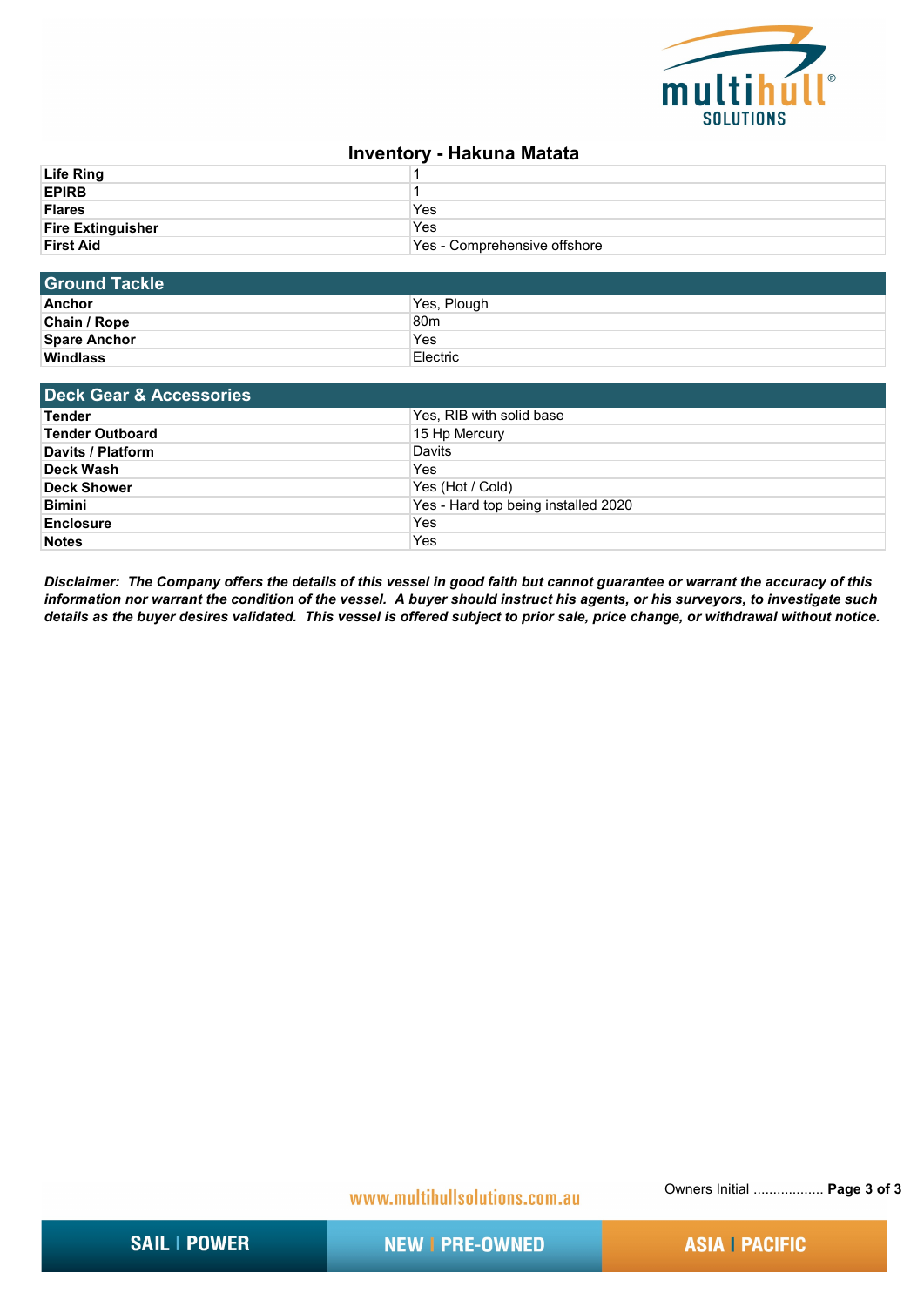## Inventory - Hakuna Matata

| | |
|---|---|
| **Life Ring** | 1 |
| **EPIRB** | 1 |
| **Flares** | Yes |
| **Fire Extinguisher** | Yes |
| **First Aid** | Yes - Comprehensive offshore |

## Ground Tackle

| | |
|---|---|
| **Anchor** | Yes, Plough |
| **Chain / Rope** | 80m |
| **Spare Anchor** | Yes |
| **Windlass** | Electric |

## Deck Gear & Accessories

| | |
|---|---|
| **Tender** | Yes, RIB with solid base |
| **Tender Outboard** | 15 Hp Mercury |
| **Davits / Platform** | Davits |
| **Deck Wash** | Yes |
| **Deck Shower** | Yes (Hot / Cold) |
| **Bimini** | Yes - Hard top being installed 2020 |
| **Enclosure** | Yes |
| **Notes** | Yes |

***Disclaimer: The Company offers the details of this vessel in good faith but cannot guarantee or warrant the accuracy of this information nor warrant the condition of the vessel. A buyer should instruct his agents, or his surveyors, to investigate such details as the buyer desires validated. This vessel is offered subject to prior sale, price change, or withdrawal without notice.***

www.multihullsolutions.com.au

Owners Initial ..................